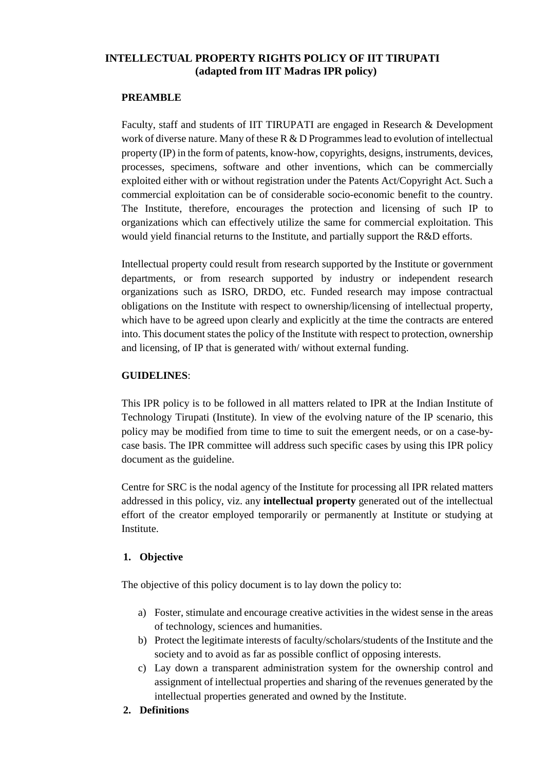# INTELLECTUAL PROPERTY RIGHTS POLICY OF IIT TIRUPATI
**(adapted from IIT Madras IPR policy)**

## PREAMBLE

Faculty, staff and students of IIT TIRUPATI are engaged in Research & Development work of diverse nature. Many of these R & D Programmes lead to evolution of intellectual property (IP) in the form of patents, know-how, copyrights, designs, instruments, devices, processes, specimens, software and other inventions, which can be commercially exploited either with or without registration under the Patents Act/Copyright Act. Such a commercial exploitation can be of considerable socio-economic benefit to the country. The Institute, therefore, encourages the protection and licensing of such IP to organizations which can effectively utilize the same for commercial exploitation. This would yield financial returns to the Institute, and partially support the R&D efforts.

Intellectual property could result from research supported by the Institute or government departments, or from research supported by industry or independent research organizations such as ISRO, DRDO, etc. Funded research may impose contractual obligations on the Institute with respect to ownership/licensing of intellectual property, which have to be agreed upon clearly and explicitly at the time the contracts are entered into. This document states the policy of the Institute with respect to protection, ownership and licensing, of IP that is generated with/ without external funding.

## GUIDELINES:

This IPR policy is to be followed in all matters related to IPR at the Indian Institute of Technology Tirupati (Institute). In view of the evolving nature of the IP scenario, this policy may be modified from time to time to suit the emergent needs, or on a case-by-case basis. The IPR committee will address such specific cases by using this IPR policy document as the guideline.

Centre for SRC is the nodal agency of the Institute for processing all IPR related matters addressed in this policy, viz. any **intellectual property** generated out of the intellectual effort of the creator employed temporarily or permanently at Institute or studying at Institute.

### 1. Objective

The objective of this policy document is to lay down the policy to:

a) Foster, stimulate and encourage creative activities in the widest sense in the areas of technology, sciences and humanities.
b) Protect the legitimate interests of faculty/scholars/students of the Institute and the society and to avoid as far as possible conflict of opposing interests.
c) Lay down a transparent administration system for the ownership control and assignment of intellectual properties and sharing of the revenues generated by the intellectual properties generated and owned by the Institute.

### 2. Definitions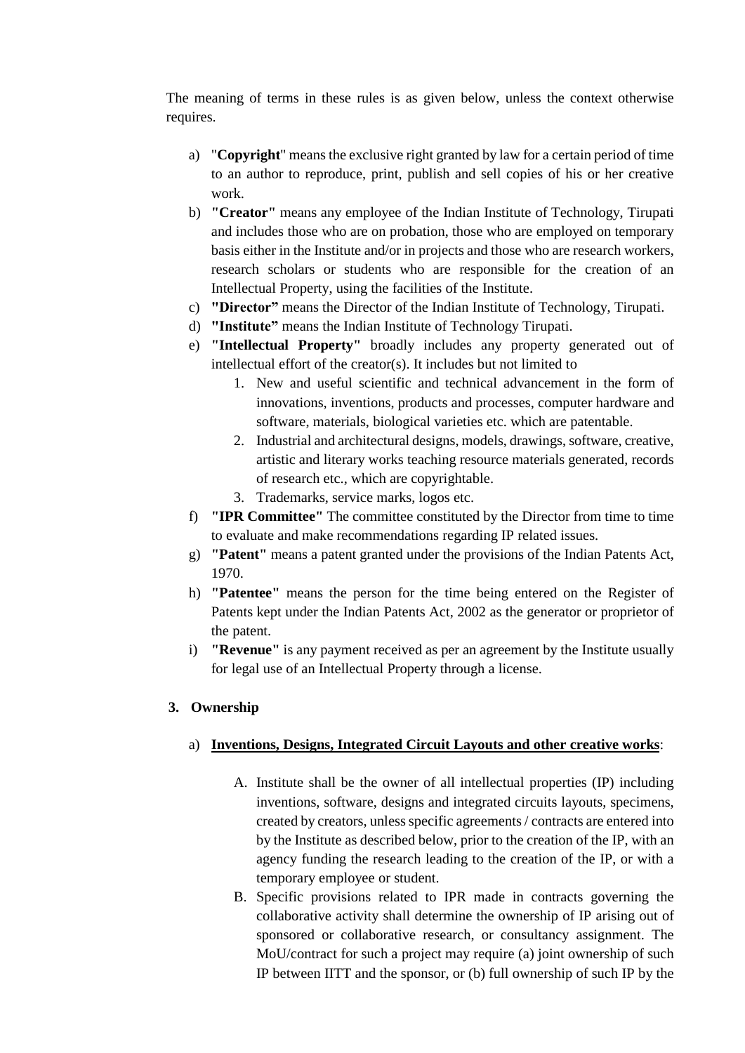The meaning of terms in these rules is as given below, unless the context otherwise requires.

a) "**Copyright**" means the exclusive right granted by law for a certain period of time to an author to reproduce, print, publish and sell copies of his or her creative work.

b) **"Creator"** means any employee of the Indian Institute of Technology, Tirupati and includes those who are on probation, those who are employed on temporary basis either in the Institute and/or in projects and those who are research workers, research scholars or students who are responsible for the creation of an Intellectual Property, using the facilities of the Institute.

c) **"Director"** means the Director of the Indian Institute of Technology, Tirupati.

d) **"Institute"** means the Indian Institute of Technology Tirupati.

e) **"Intellectual Property"** broadly includes any property generated out of intellectual effort of the creator(s). It includes but not limited to

   1. New and useful scientific and technical advancement in the form of innovations, inventions, products and processes, computer hardware and software, materials, biological varieties etc. which are patentable.
   2. Industrial and architectural designs, models, drawings, software, creative, artistic and literary works teaching resource materials generated, records of research etc., which are copyrightable.
   3. Trademarks, service marks, logos etc.

f) **"IPR Committee"** The committee constituted by the Director from time to time to evaluate and make recommendations regarding IP related issues.

g) **"Patent"** means a patent granted under the provisions of the Indian Patents Act, 1970.

h) **"Patentee"** means the person for the time being entered on the Register of Patents kept under the Indian Patents Act, 2002 as the generator or proprietor of the patent.

i) **"Revenue"** is any payment received as per an agreement by the Institute usually for legal use of an Intellectual Property through a license.

### 3. Ownership

a) **<u>Inventions, Designs, Integrated Circuit Layouts and other creative works</u>**:

   A. Institute shall be the owner of all intellectual properties (IP) including inventions, software, designs and integrated circuits layouts, specimens, created by creators, unless specific agreements / contracts are entered into by the Institute as described below, prior to the creation of the IP, with an agency funding the research leading to the creation of the IP, or with a temporary employee or student.

   B. Specific provisions related to IPR made in contracts governing the collaborative activity shall determine the ownership of IP arising out of sponsored or collaborative research, or consultancy assignment. The MoU/contract for such a project may require (a) joint ownership of such IP between IITT and the sponsor, or (b) full ownership of such IP by the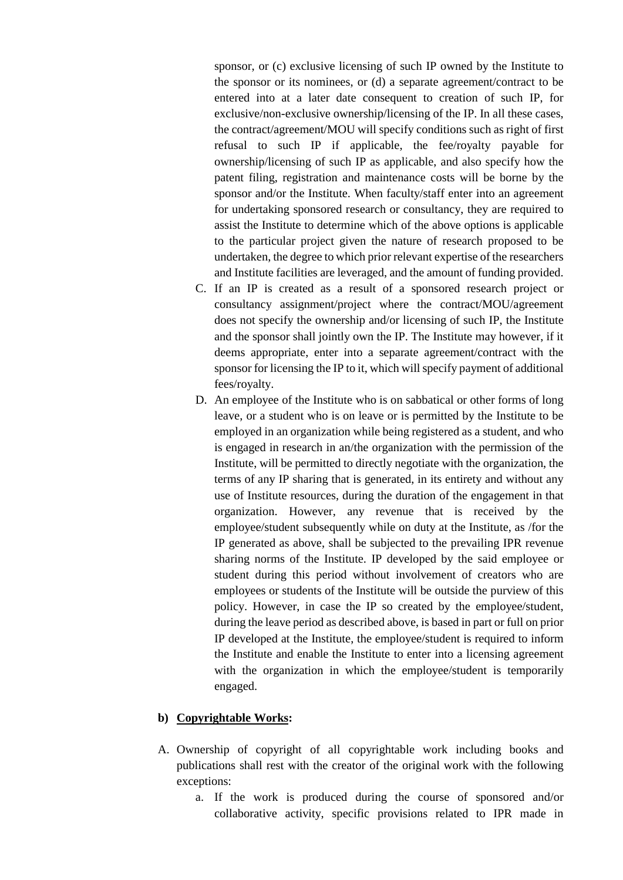sponsor, or (c) exclusive licensing of such IP owned by the Institute to the sponsor or its nominees, or (d) a separate agreement/contract to be entered into at a later date consequent to creation of such IP, for exclusive/non-exclusive ownership/licensing of the IP. In all these cases, the contract/agreement/MOU will specify conditions such as right of first refusal to such IP if applicable, the fee/royalty payable for ownership/licensing of such IP as applicable, and also specify how the patent filing, registration and maintenance costs will be borne by the sponsor and/or the Institute. When faculty/staff enter into an agreement for undertaking sponsored research or consultancy, they are required to assist the Institute to determine which of the above options is applicable to the particular project given the nature of research proposed to be undertaken, the degree to which prior relevant expertise of the researchers and Institute facilities are leveraged, and the amount of funding provided.

C. If an IP is created as a result of a sponsored research project or consultancy assignment/project where the contract/MOU/agreement does not specify the ownership and/or licensing of such IP, the Institute and the sponsor shall jointly own the IP. The Institute may however, if it deems appropriate, enter into a separate agreement/contract with the sponsor for licensing the IP to it, which will specify payment of additional fees/royalty.

D. An employee of the Institute who is on sabbatical or other forms of long leave, or a student who is on leave or is permitted by the Institute to be employed in an organization while being registered as a student, and who is engaged in research in an/the organization with the permission of the Institute, will be permitted to directly negotiate with the organization, the terms of any IP sharing that is generated, in its entirety and without any use of Institute resources, during the duration of the engagement in that organization. However, any revenue that is received by the employee/student subsequently while on duty at the Institute, as /for the IP generated as above, shall be subjected to the prevailing IPR revenue sharing norms of the Institute. IP developed by the said employee or student during this period without involvement of creators who are employees or students of the Institute will be outside the purview of this policy. However, in case the IP so created by the employee/student, during the leave period as described above, is based in part or full on prior IP developed at the Institute, the employee/student is required to inform the Institute and enable the Institute to enter into a licensing agreement with the organization in which the employee/student is temporarily engaged.

**b) Copyrightable Works:**

A. Ownership of copyright of all copyrightable work including books and publications shall rest with the creator of the original work with the following exceptions:

   a. If the work is produced during the course of sponsored and/or collaborative activity, specific provisions related to IPR made in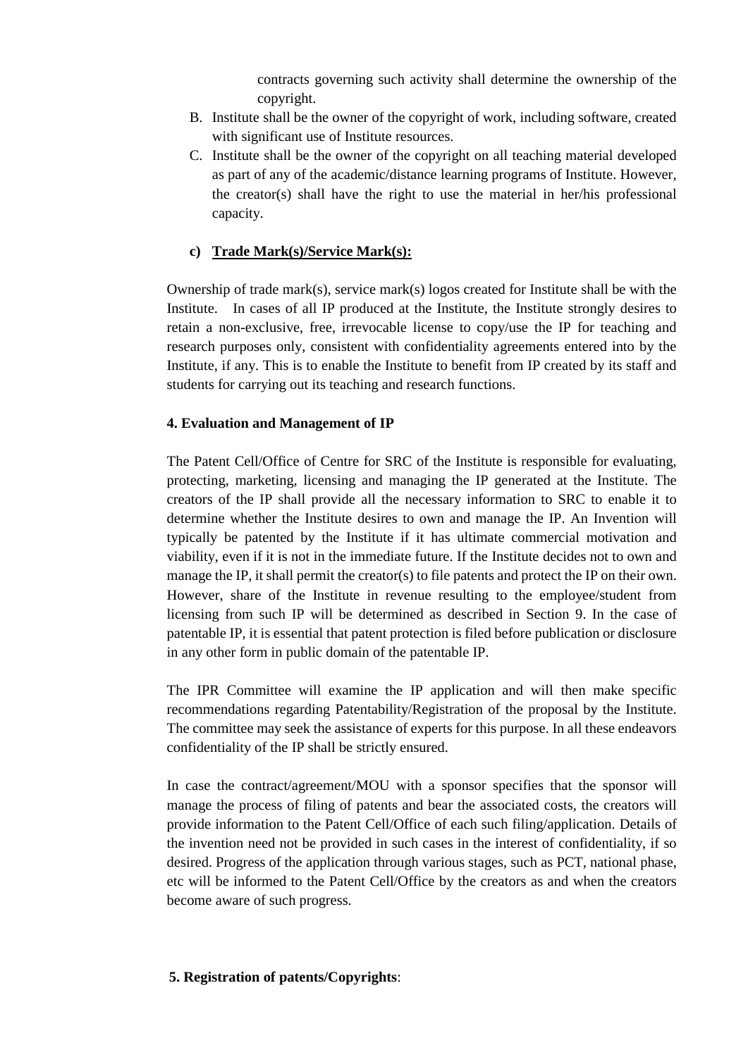contracts governing such activity shall determine the ownership of the copyright.

B. Institute shall be the owner of the copyright of work, including software, created with significant use of Institute resources.
C. Institute shall be the owner of the copyright on all teaching material developed as part of any of the academic/distance learning programs of Institute. However, the creator(s) shall have the right to use the material in her/his professional capacity.

**c) <u>Trade Mark(s)/Service Mark(s):</u>**

Ownership of trade mark(s), service mark(s) logos created for Institute shall be with the Institute. In cases of all IP produced at the Institute, the Institute strongly desires to retain a non-exclusive, free, irrevocable license to copy/use the IP for teaching and research purposes only, consistent with confidentiality agreements entered into by the Institute, if any. This is to enable the Institute to benefit from IP created by its staff and students for carrying out its teaching and research functions.

**4. Evaluation and Management of IP**

The Patent Cell/Office of Centre for SRC of the Institute is responsible for evaluating, protecting, marketing, licensing and managing the IP generated at the Institute. The creators of the IP shall provide all the necessary information to SRC to enable it to determine whether the Institute desires to own and manage the IP. An Invention will typically be patented by the Institute if it has ultimate commercial motivation and viability, even if it is not in the immediate future. If the Institute decides not to own and manage the IP, it shall permit the creator(s) to file patents and protect the IP on their own. However, share of the Institute in revenue resulting to the employee/student from licensing from such IP will be determined as described in Section 9. In the case of patentable IP, it is essential that patent protection is filed before publication or disclosure in any other form in public domain of the patentable IP.

The IPR Committee will examine the IP application and will then make specific recommendations regarding Patentability/Registration of the proposal by the Institute. The committee may seek the assistance of experts for this purpose. In all these endeavors confidentiality of the IP shall be strictly ensured.

In case the contract/agreement/MOU with a sponsor specifies that the sponsor will manage the process of filing of patents and bear the associated costs, the creators will provide information to the Patent Cell/Office of each such filing/application. Details of the invention need not be provided in such cases in the interest of confidentiality, if so desired. Progress of the application through various stages, such as PCT, national phase, etc will be informed to the Patent Cell/Office by the creators as and when the creators become aware of such progress.

**5. Registration of patents/Copyrights**: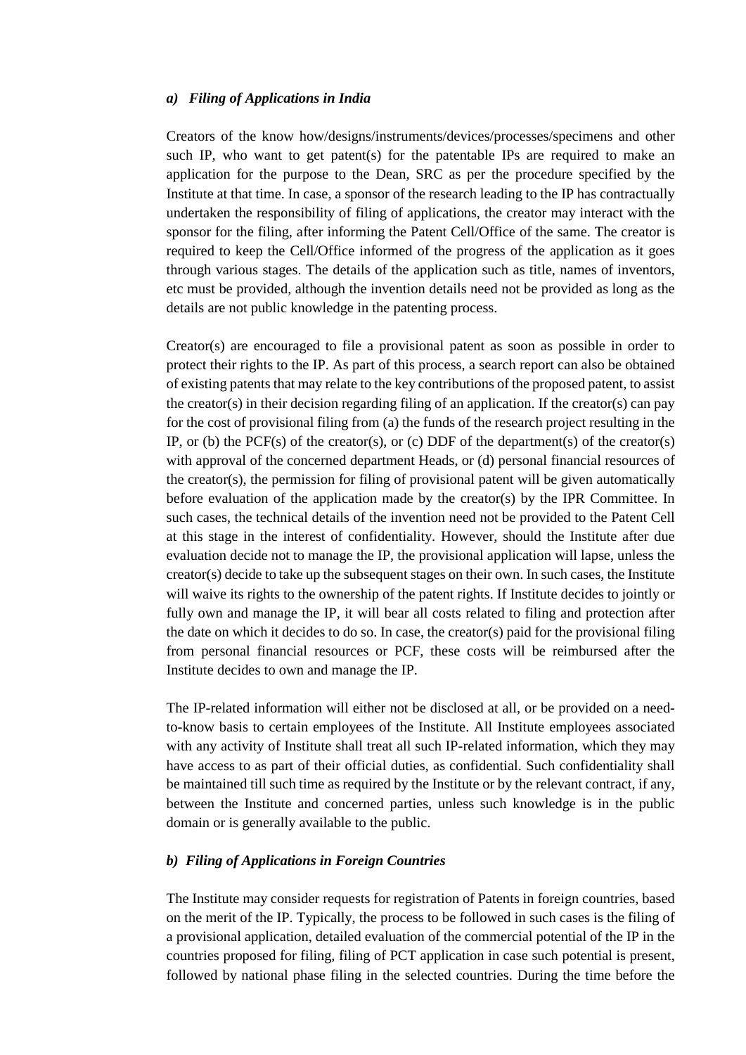### *a) Filing of Applications in India*

Creators of the know how/designs/instruments/devices/processes/specimens and other such IP, who want to get patent(s) for the patentable IPs are required to make an application for the purpose to the Dean, SRC as per the procedure specified by the Institute at that time. In case, a sponsor of the research leading to the IP has contractually undertaken the responsibility of filing of applications, the creator may interact with the sponsor for the filing, after informing the Patent Cell/Office of the same. The creator is required to keep the Cell/Office informed of the progress of the application as it goes through various stages. The details of the application such as title, names of inventors, etc must be provided, although the invention details need not be provided as long as the details are not public knowledge in the patenting process.

Creator(s) are encouraged to file a provisional patent as soon as possible in order to protect their rights to the IP. As part of this process, a search report can also be obtained of existing patents that may relate to the key contributions of the proposed patent, to assist the creator(s) in their decision regarding filing of an application. If the creator(s) can pay for the cost of provisional filing from (a) the funds of the research project resulting in the IP, or (b) the PCF(s) of the creator(s), or (c) DDF of the department(s) of the creator(s) with approval of the concerned department Heads, or (d) personal financial resources of the creator(s), the permission for filing of provisional patent will be given automatically before evaluation of the application made by the creator(s) by the IPR Committee. In such cases, the technical details of the invention need not be provided to the Patent Cell at this stage in the interest of confidentiality. However, should the Institute after due evaluation decide not to manage the IP, the provisional application will lapse, unless the creator(s) decide to take up the subsequent stages on their own. In such cases, the Institute will waive its rights to the ownership of the patent rights. If Institute decides to jointly or fully own and manage the IP, it will bear all costs related to filing and protection after the date on which it decides to do so. In case, the creator(s) paid for the provisional filing from personal financial resources or PCF, these costs will be reimbursed after the Institute decides to own and manage the IP.

The IP-related information will either not be disclosed at all, or be provided on a need-to-know basis to certain employees of the Institute. All Institute employees associated with any activity of Institute shall treat all such IP-related information, which they may have access to as part of their official duties, as confidential. Such confidentiality shall be maintained till such time as required by the Institute or by the relevant contract, if any, between the Institute and concerned parties, unless such knowledge is in the public domain or is generally available to the public.

### *b) Filing of Applications in Foreign Countries*

The Institute may consider requests for registration of Patents in foreign countries, based on the merit of the IP. Typically, the process to be followed in such cases is the filing of a provisional application, detailed evaluation of the commercial potential of the IP in the countries proposed for filing, filing of PCT application in case such potential is present, followed by national phase filing in the selected countries. During the time before the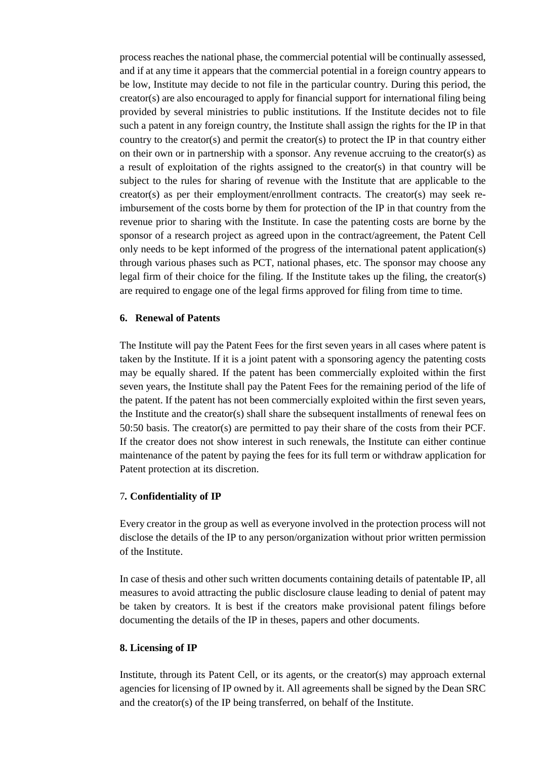process reaches the national phase, the commercial potential will be continually assessed, and if at any time it appears that the commercial potential in a foreign country appears to be low, Institute may decide to not file in the particular country. During this period, the creator(s) are also encouraged to apply for financial support for international filing being provided by several ministries to public institutions. If the Institute decides not to file such a patent in any foreign country, the Institute shall assign the rights for the IP in that country to the creator(s) and permit the creator(s) to protect the IP in that country either on their own or in partnership with a sponsor. Any revenue accruing to the creator(s) as a result of exploitation of the rights assigned to the creator(s) in that country will be subject to the rules for sharing of revenue with the Institute that are applicable to the creator(s) as per their employment/enrollment contracts. The creator(s) may seek re-imbursement of the costs borne by them for protection of the IP in that country from the revenue prior to sharing with the Institute. In case the patenting costs are borne by the sponsor of a research project as agreed upon in the contract/agreement, the Patent Cell only needs to be kept informed of the progress of the international patent application(s) through various phases such as PCT, national phases, etc. The sponsor may choose any legal firm of their choice for the filing. If the Institute takes up the filing, the creator(s) are required to engage one of the legal firms approved for filing from time to time.

**6. Renewal of Patents**

The Institute will pay the Patent Fees for the first seven years in all cases where patent is taken by the Institute. If it is a joint patent with a sponsoring agency the patenting costs may be equally shared. If the patent has been commercially exploited within the first seven years, the Institute shall pay the Patent Fees for the remaining period of the life of the patent. If the patent has not been commercially exploited within the first seven years, the Institute and the creator(s) shall share the subsequent installments of renewal fees on 50:50 basis. The creator(s) are permitted to pay their share of the costs from their PCF. If the creator does not show interest in such renewals, the Institute can either continue maintenance of the patent by paying the fees for its full term or withdraw application for Patent protection at its discretion.

**7. Confidentiality of IP**

Every creator in the group as well as everyone involved in the protection process will not disclose the details of the IP to any person/organization without prior written permission of the Institute.

In case of thesis and other such written documents containing details of patentable IP, all measures to avoid attracting the public disclosure clause leading to denial of patent may be taken by creators. It is best if the creators make provisional patent filings before documenting the details of the IP in theses, papers and other documents.

**8. Licensing of IP**

Institute, through its Patent Cell, or its agents, or the creator(s) may approach external agencies for licensing of IP owned by it. All agreements shall be signed by the Dean SRC and the creator(s) of the IP being transferred, on behalf of the Institute.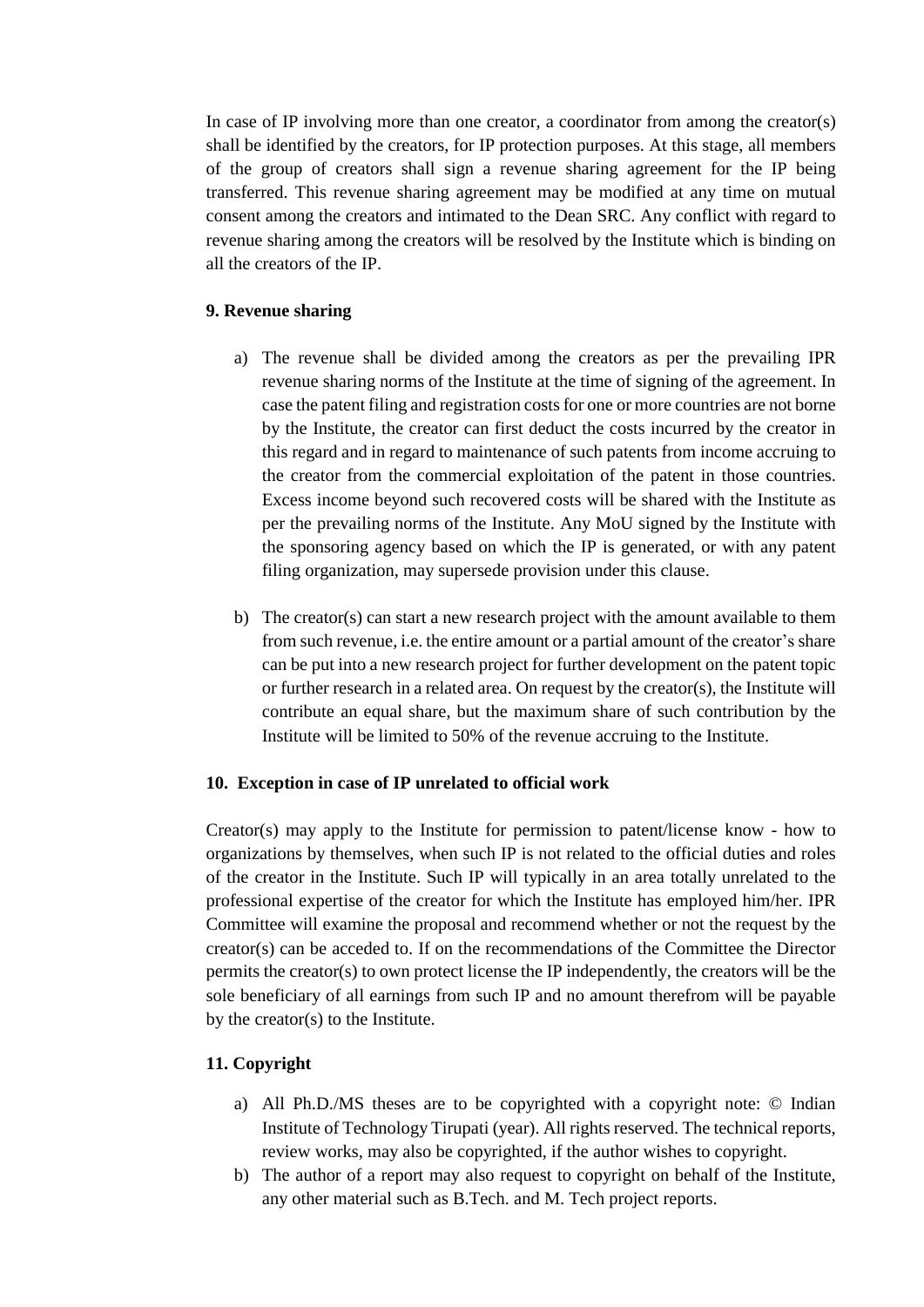In case of IP involving more than one creator, a coordinator from among the creator(s) shall be identified by the creators, for IP protection purposes. At this stage, all members of the group of creators shall sign a revenue sharing agreement for the IP being transferred. This revenue sharing agreement may be modified at any time on mutual consent among the creators and intimated to the Dean SRC. Any conflict with regard to revenue sharing among the creators will be resolved by the Institute which is binding on all the creators of the IP.

**9. Revenue sharing**

a) The revenue shall be divided among the creators as per the prevailing IPR revenue sharing norms of the Institute at the time of signing of the agreement. In case the patent filing and registration costs for one or more countries are not borne by the Institute, the creator can first deduct the costs incurred by the creator in this regard and in regard to maintenance of such patents from income accruing to the creator from the commercial exploitation of the patent in those countries. Excess income beyond such recovered costs will be shared with the Institute as per the prevailing norms of the Institute. Any MoU signed by the Institute with the sponsoring agency based on which the IP is generated, or with any patent filing organization, may supersede provision under this clause.

b) The creator(s) can start a new research project with the amount available to them from such revenue, i.e. the entire amount or a partial amount of the creator's share can be put into a new research project for further development on the patent topic or further research in a related area. On request by the creator(s), the Institute will contribute an equal share, but the maximum share of such contribution by the Institute will be limited to 50% of the revenue accruing to the Institute.

**10. Exception in case of IP unrelated to official work**

Creator(s) may apply to the Institute for permission to patent/license know - how to organizations by themselves, when such IP is not related to the official duties and roles of the creator in the Institute. Such IP will typically in an area totally unrelated to the professional expertise of the creator for which the Institute has employed him/her. IPR Committee will examine the proposal and recommend whether or not the request by the creator(s) can be acceded to. If on the recommendations of the Committee the Director permits the creator(s) to own protect license the IP independently, the creators will be the sole beneficiary of all earnings from such IP and no amount therefrom will be payable by the creator(s) to the Institute.

**11. Copyright**

a) All Ph.D./MS theses are to be copyrighted with a copyright note: © Indian Institute of Technology Tirupati (year). All rights reserved. The technical reports, review works, may also be copyrighted, if the author wishes to copyright.

b) The author of a report may also request to copyright on behalf of the Institute, any other material such as B.Tech. and M. Tech project reports.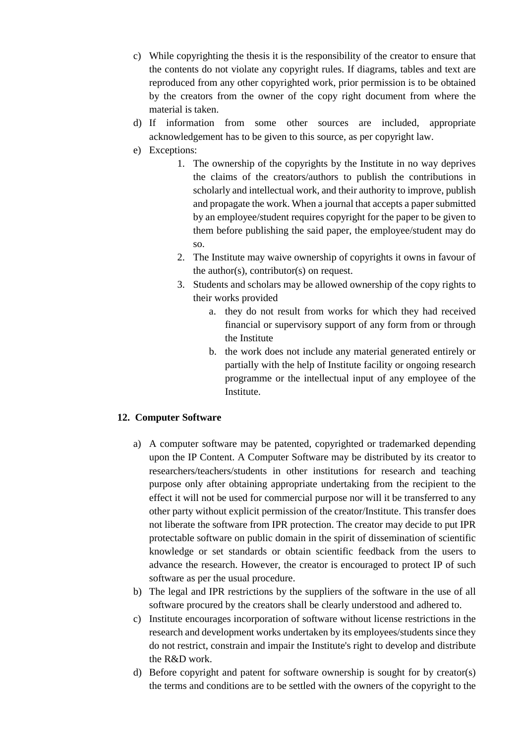c) While copyrighting the thesis it is the responsibility of the creator to ensure that the contents do not violate any copyright rules. If diagrams, tables and text are reproduced from any other copyrighted work, prior permission is to be obtained by the creators from the owner of the copy right document from where the material is taken.
d) If information from some other sources are included, appropriate acknowledgement has to be given to this source, as per copyright law.
e) Exceptions:
    1. The ownership of the copyrights by the Institute in no way deprives the claims of the creators/authors to publish the contributions in scholarly and intellectual work, and their authority to improve, publish and propagate the work. When a journal that accepts a paper submitted by an employee/student requires copyright for the paper to be given to them before publishing the said paper, the employee/student may do so.
    2. The Institute may waive ownership of copyrights it owns in favour of the author(s), contributor(s) on request.
    3. Students and scholars may be allowed ownership of the copy rights to their works provided
        a. they do not result from works for which they had received financial or supervisory support of any form from or through the Institute
        b. the work does not include any material generated entirely or partially with the help of Institute facility or ongoing research programme or the intellectual input of any employee of the Institute.

## 12. Computer Software

a) A computer software may be patented, copyrighted or trademarked depending upon the IP Content. A Computer Software may be distributed by its creator to researchers/teachers/students in other institutions for research and teaching purpose only after obtaining appropriate undertaking from the recipient to the effect it will not be used for commercial purpose nor will it be transferred to any other party without explicit permission of the creator/Institute. This transfer does not liberate the software from IPR protection. The creator may decide to put IPR protectable software on public domain in the spirit of dissemination of scientific knowledge or set standards or obtain scientific feedback from the users to advance the research. However, the creator is encouraged to protect IP of such software as per the usual procedure.
b) The legal and IPR restrictions by the suppliers of the software in the use of all software procured by the creators shall be clearly understood and adhered to.
c) Institute encourages incorporation of software without license restrictions in the research and development works undertaken by its employees/students since they do not restrict, constrain and impair the Institute's right to develop and distribute the R&D work.
d) Before copyright and patent for software ownership is sought for by creator(s) the terms and conditions are to be settled with the owners of the copyright to the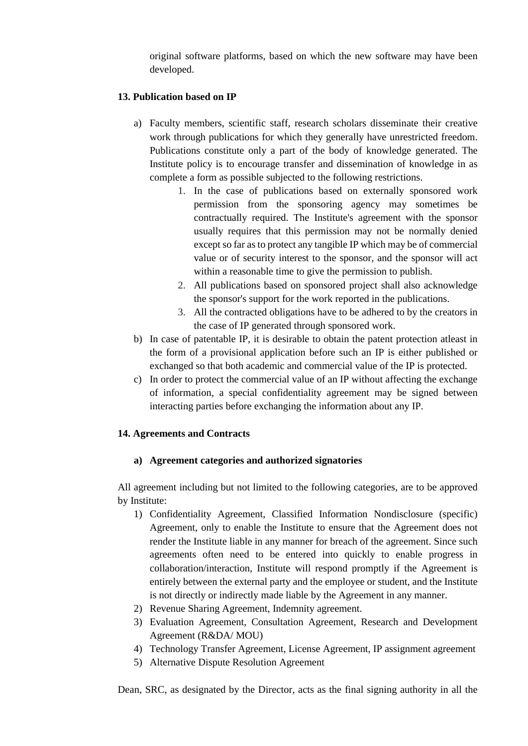original software platforms, based on which the new software may have been developed.

### 13. Publication based on IP

a) Faculty members, scientific staff, research scholars disseminate their creative work through publications for which they generally have unrestricted freedom. Publications constitute only a part of the body of knowledge generated. The Institute policy is to encourage transfer and dissemination of knowledge in as complete a form as possible subjected to the following restrictions.

   1. In the case of publications based on externally sponsored work permission from the sponsoring agency may sometimes be contractually required. The Institute's agreement with the sponsor usually requires that this permission may not be normally denied except so far as to protect any tangible IP which may be of commercial value or of security interest to the sponsor, and the sponsor will act within a reasonable time to give the permission to publish.
   2. All publications based on sponsored project shall also acknowledge the sponsor's support for the work reported in the publications.
   3. All the contracted obligations have to be adhered to by the creators in the case of IP generated through sponsored work.

b) In case of patentable IP, it is desirable to obtain the patent protection atleast in the form of a provisional application before such an IP is either published or exchanged so that both academic and commercial value of the IP is protected.

c) In order to protect the commercial value of an IP without affecting the exchange of information, a special confidentiality agreement may be signed between interacting parties before exchanging the information about any IP.

### 14. Agreements and Contracts

#### a) Agreement categories and authorized signatories

All agreement including but not limited to the following categories, are to be approved by Institute:

1) Confidentiality Agreement, Classified Information Nondisclosure (specific) Agreement, only to enable the Institute to ensure that the Agreement does not render the Institute liable in any manner for breach of the agreement. Since such agreements often need to be entered into quickly to enable progress in collaboration/interaction, Institute will respond promptly if the Agreement is entirely between the external party and the employee or student, and the Institute is not directly or indirectly made liable by the Agreement in any manner.
2) Revenue Sharing Agreement, Indemnity agreement.
3) Evaluation Agreement, Consultation Agreement, Research and Development Agreement (R&DA/ MOU)
4) Technology Transfer Agreement, License Agreement, IP assignment agreement
5) Alternative Dispute Resolution Agreement

Dean, SRC, as designated by the Director, acts as the final signing authority in all the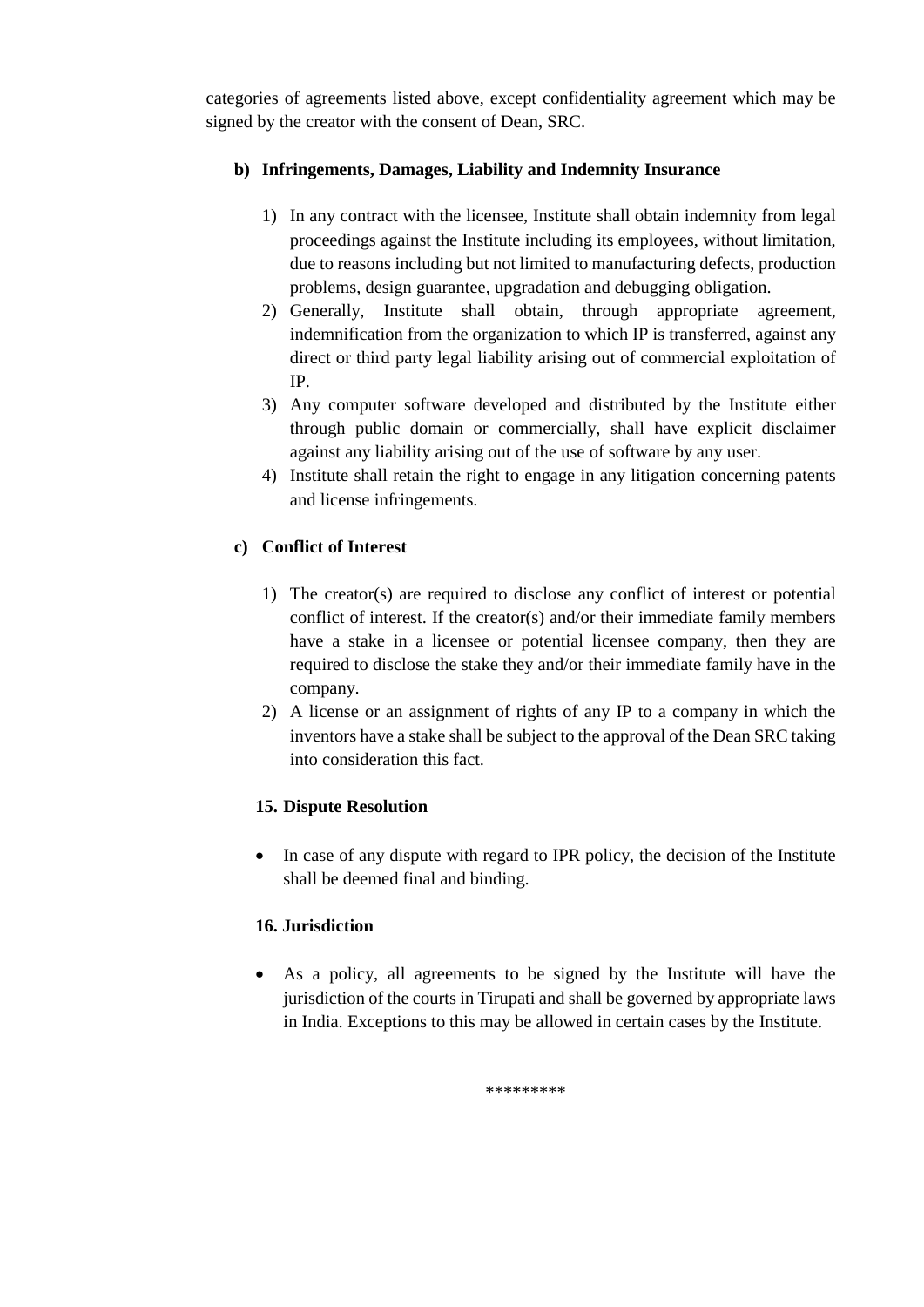categories of agreements listed above, except confidentiality agreement which may be signed by the creator with the consent of Dean, SRC.

**b) Infringements, Damages, Liability and Indemnity Insurance**

1) In any contract with the licensee, Institute shall obtain indemnity from legal proceedings against the Institute including its employees, without limitation, due to reasons including but not limited to manufacturing defects, production problems, design guarantee, upgradation and debugging obligation.
2) Generally, Institute shall obtain, through appropriate agreement, indemnification from the organization to which IP is transferred, against any direct or third party legal liability arising out of commercial exploitation of IP.
3) Any computer software developed and distributed by the Institute either through public domain or commercially, shall have explicit disclaimer against any liability arising out of the use of software by any user.
4) Institute shall retain the right to engage in any litigation concerning patents and license infringements.

**c) Conflict of Interest**

1) The creator(s) are required to disclose any conflict of interest or potential conflict of interest. If the creator(s) and/or their immediate family members have a stake in a licensee or potential licensee company, then they are required to disclose the stake they and/or their immediate family have in the company.
2) A license or an assignment of rights of any IP to a company in which the inventors have a stake shall be subject to the approval of the Dean SRC taking into consideration this fact.

**15. Dispute Resolution**

- In case of any dispute with regard to IPR policy, the decision of the Institute shall be deemed final and binding.

**16. Jurisdiction**

- As a policy, all agreements to be signed by the Institute will have the jurisdiction of the courts in Tirupati and shall be governed by appropriate laws in India. Exceptions to this may be allowed in certain cases by the Institute.

*********